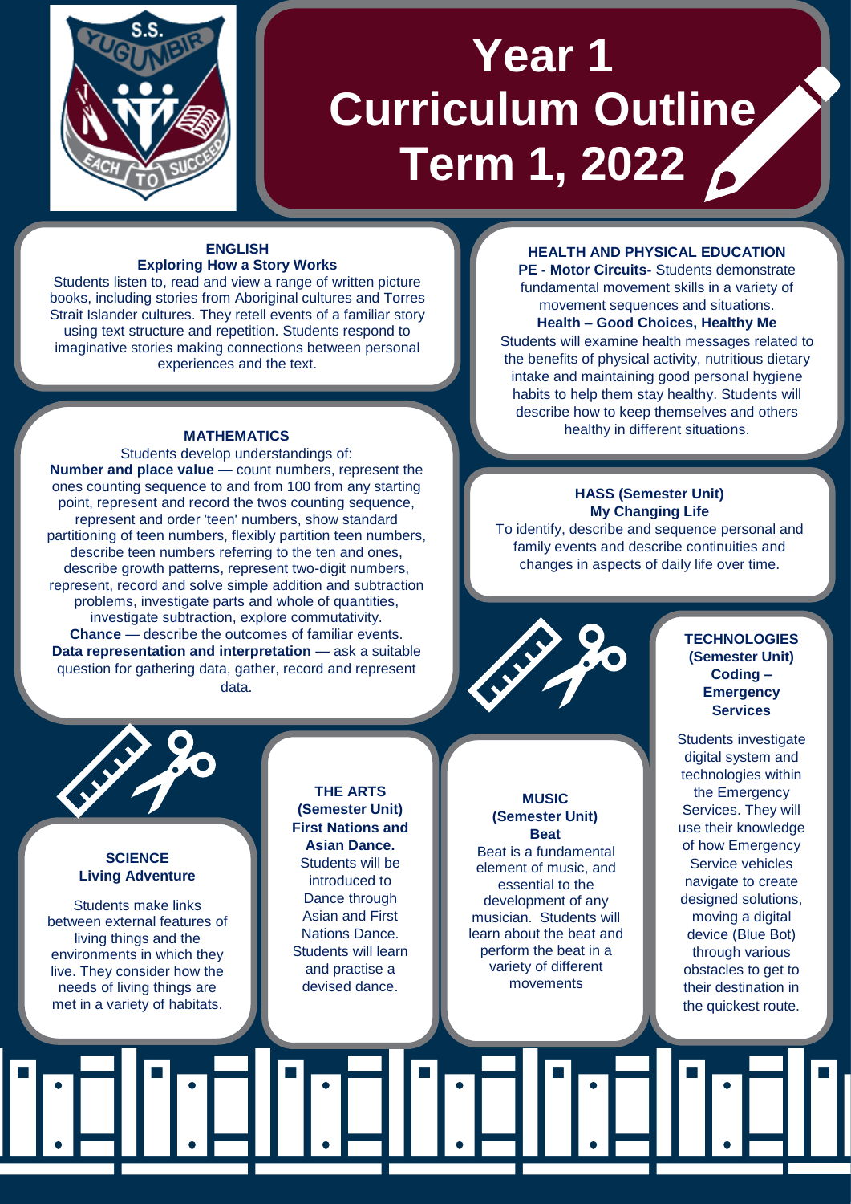# Year 1 Curriculum Outline Term 1, 2022

## ENGLISH

**Exploring How a Story Works**

Students listen to, read and view a range of written picture books, including stories from Aboriginal cultures and Torres Strait Islander cultures. They retell events of a familiar story using text structure and repetition. Students respond to imaginative stories making connections between personal experiences and the text.

## MATHEMATICS

Students develop understandings of:

**Number and place value** — count numbers, represent the ones counting sequence to and from 100 from any starting point, represent and record the twos counting sequence, represent and order 'teen' numbers, show standard partitioning of teen numbers, flexibly partition teen numbers, describe teen numbers referring to the ten and ones, describe growth patterns, represent two-digit numbers, represent, record and solve simple addition and subtraction problems, investigate parts and whole of quantities, investigate subtraction, explore commutativity.

**Chance** — describe the outcomes of familiar events.

**Data representation and interpretation** — ask a suitable question for gathering data, gather, record and represent data.

## HEALTH AND PHYSICAL EDUCATION

**PE - Motor Circuits-** Students demonstrate fundamental movement skills in a variety of movement sequences and situations.

**Health – Good Choices, Healthy Me**

Students will examine health messages related to the benefits of physical activity, nutritious dietary intake and maintaining good personal hygiene habits to help them stay healthy. Students will describe how to keep themselves and others healthy in different situations.

## HASS (Semester Unit)

**My Changing Life**

To identify, describe and sequence personal and family events and describe continuities and changes in aspects of daily life over time.

## SCIENCE

**Living Adventure**

Students make links between external features of living things and the environments in which they live. They consider how the needs of living things are met in a variety of habitats.

## THE ARTS (Semester Unit)

**First Nations and Asian Dance.**

Students will be introduced to Dance through Asian and First Nations Dance. Students will learn and practise a devised dance.

## MUSIC (Semester Unit)

**Beat**

Beat is a fundamental element of music, and essential to the development of any musician. Students will learn about the beat and perform the beat in a variety of different movements

## TECHNOLOGIES (Semester Unit)

**Coding – Emergency Services**

Students investigate digital system and technologies within the Emergency Services. They will use their knowledge of how Emergency Service vehicles navigate to create designed solutions, moving a digital device (Blue Bot) through various obstacles to get to their destination in the quickest route.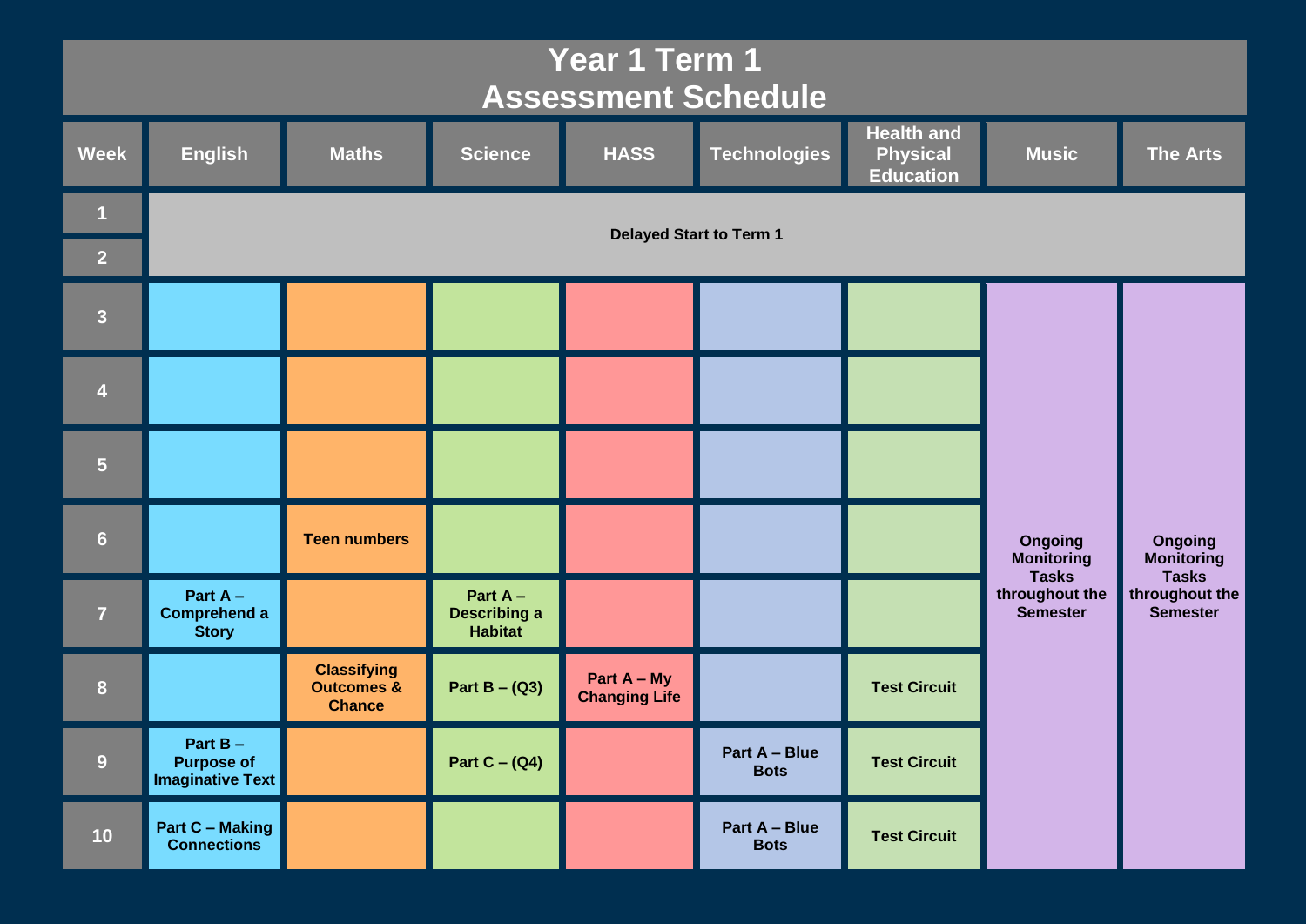# Year 1 Term 1
## Assessment Schedule

| Week | English | Maths | Science | HASS | Technologies | Health and Physical Education | Music | The Arts |
|---|---|---|---|---|---|---|---|---|
| 1 | Delayed Start to Term 1 | | | | | | | |
| 2 | | | | | | | | |
| 3 | | | | | | | Ongoing Monitoring Tasks throughout the Semester | Ongoing Monitoring Tasks throughout the Semester |
| 4 | | | | | | | | |
| 5 | | | | | | | | |
| 6 | | Teen numbers | | | | | | |
| 7 | Part A – Comprehend a Story | | Part A – Describing a Habitat | | | | | |
| 8 | | Classifying Outcomes & Chance | Part B – (Q3) | Part A – My Changing Life | | Test Circuit | | |
| 9 | Part B – Purpose of Imaginative Text | | Part C – (Q4) | | Part A – Blue Bots | Test Circuit | | |
| 10 | Part C – Making Connections | | | | Part A – Blue Bots | Test Circuit | | |